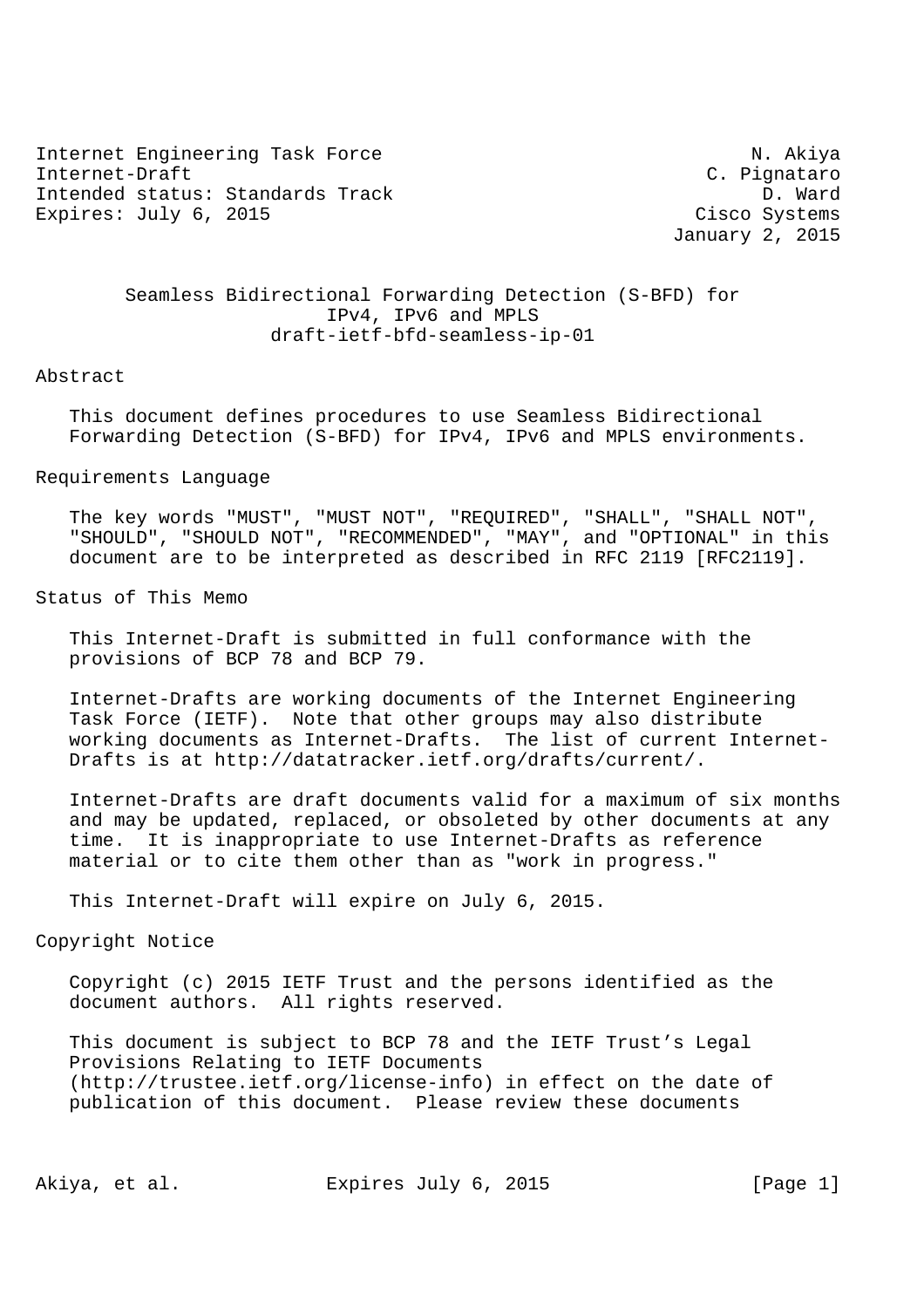Internet Engineering Task Force                                N. Akiya
Internet-Draft                                             C. Pignataro
Intended status: Standards Track                                D. Ward
Expires: July 6, 2015                                     Cisco Systems
                                                        January 2, 2015

# Seamless Bidirectional Forwarding Detection (S-BFD) for IPv4, IPv6 and MPLS

draft-ietf-bfd-seamless-ip-01

## Abstract

This document defines procedures to use Seamless Bidirectional Forwarding Detection (S-BFD) for IPv4, IPv6 and MPLS environments.

## Requirements Language

The key words "MUST", "MUST NOT", "REQUIRED", "SHALL", "SHALL NOT", "SHOULD", "SHOULD NOT", "RECOMMENDED", "MAY", and "OPTIONAL" in this document are to be interpreted as described in RFC 2119 [RFC2119].

## Status of This Memo

This Internet-Draft is submitted in full conformance with the provisions of BCP 78 and BCP 79.

Internet-Drafts are working documents of the Internet Engineering Task Force (IETF). Note that other groups may also distribute working documents as Internet-Drafts. The list of current Internet-Drafts is at http://datatracker.ietf.org/drafts/current/.

Internet-Drafts are draft documents valid for a maximum of six months and may be updated, replaced, or obsoleted by other documents at any time. It is inappropriate to use Internet-Drafts as reference material or to cite them other than as "work in progress."

This Internet-Draft will expire on July 6, 2015.

## Copyright Notice

Copyright (c) 2015 IETF Trust and the persons identified as the document authors. All rights reserved.

This document is subject to BCP 78 and the IETF Trust's Legal Provisions Relating to IETF Documents (http://trustee.ietf.org/license-info) in effect on the date of publication of this document. Please review these documents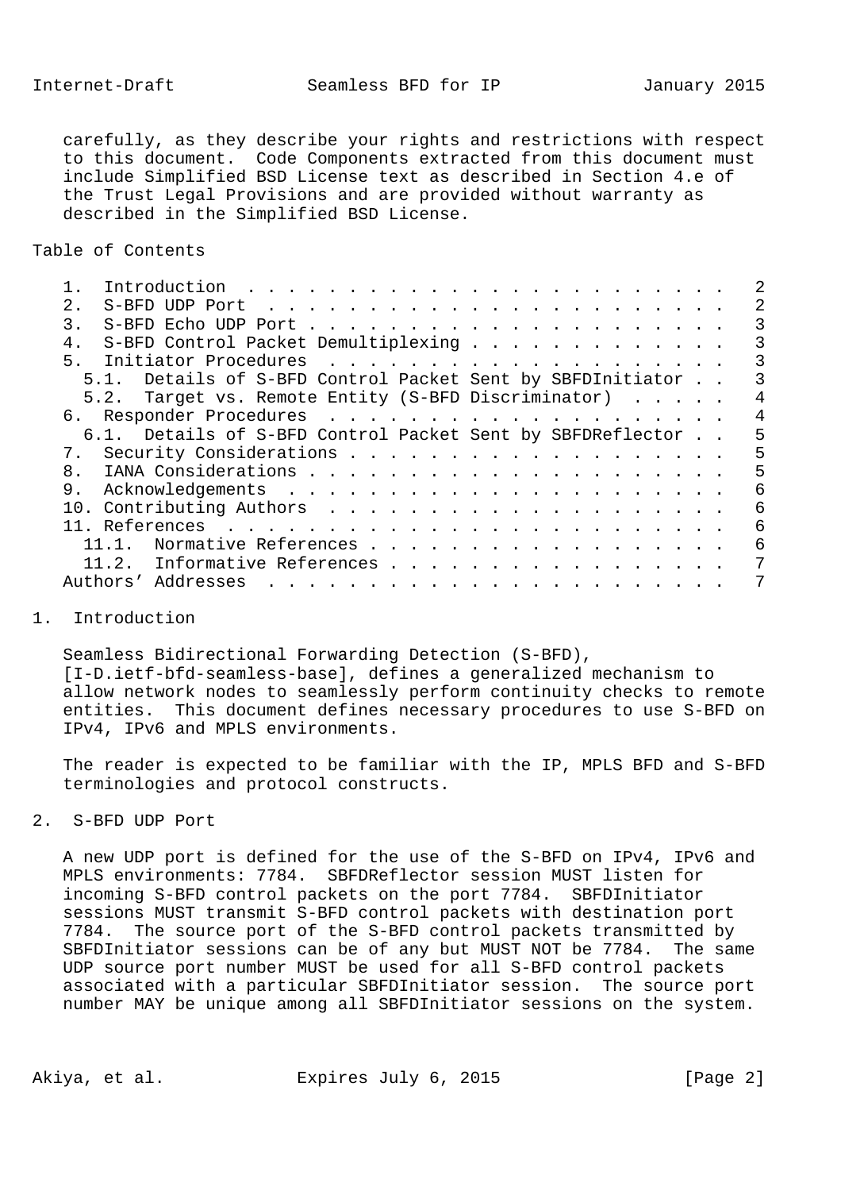carefully, as they describe your rights and restrictions with respect to this document. Code Components extracted from this document must include Simplified BSD License text as described in Section 4.e of the Trust Legal Provisions and are provided without warranty as described in the Simplified BSD License.

Table of Contents

```
   1.  Introduction . . . . . . . . . . . . . . . . . . . . . . . .   2
   2.  S-BFD UDP Port . . . . . . . . . . . . . . . . . . . . . . .   2
   3.  S-BFD Echo UDP Port . . . . . . . . . . . . . . . . . . . . .   3
   4.  S-BFD Control Packet Demultiplexing . . . . . . . . . . . . .   3
   5.  Initiator Procedures . . . . . . . . . . . . . . . . . . . .   3
     5.1.  Details of S-BFD Control Packet Sent by SBFDInitiator . .   3
     5.2.  Target vs. Remote Entity (S-BFD Discriminator) . . . . .   4
   6.  Responder Procedures . . . . . . . . . . . . . . . . . . . .   4
     6.1.  Details of S-BFD Control Packet Sent by SBFDReflector . .   5
   7.  Security Considerations . . . . . . . . . . . . . . . . . . .   5
   8.  IANA Considerations . . . . . . . . . . . . . . . . . . . . .   5
   9.  Acknowledgements . . . . . . . . . . . . . . . . . . . . . .   6
   10. Contributing Authors . . . . . . . . . . . . . . . . . . . .   6
   11. References . . . . . . . . . . . . . . . . . . . . . . . . .   6
     11.1.  Normative References . . . . . . . . . . . . . . . . . .   6
     11.2.  Informative References . . . . . . . . . . . . . . . . .   7
   Authors' Addresses . . . . . . . . . . . . . . . . . . . . . . .   7
```

# 1. Introduction

Seamless Bidirectional Forwarding Detection (S-BFD), [I-D.ietf-bfd-seamless-base], defines a generalized mechanism to allow network nodes to seamlessly perform continuity checks to remote entities. This document defines necessary procedures to use S-BFD on IPv4, IPv6 and MPLS environments.

The reader is expected to be familiar with the IP, MPLS BFD and S-BFD terminologies and protocol constructs.

# 2. S-BFD UDP Port

A new UDP port is defined for the use of the S-BFD on IPv4, IPv6 and MPLS environments: 7784. SBFDReflector session MUST listen for incoming S-BFD control packets on the port 7784. SBFDInitiator sessions MUST transmit S-BFD control packets with destination port 7784. The source port of the S-BFD control packets transmitted by SBFDInitiator sessions can be of any but MUST NOT be 7784. The same UDP source port number MUST be used for all S-BFD control packets associated with a particular SBFDInitiator session. The source port number MAY be unique among all SBFDInitiator sessions on the system.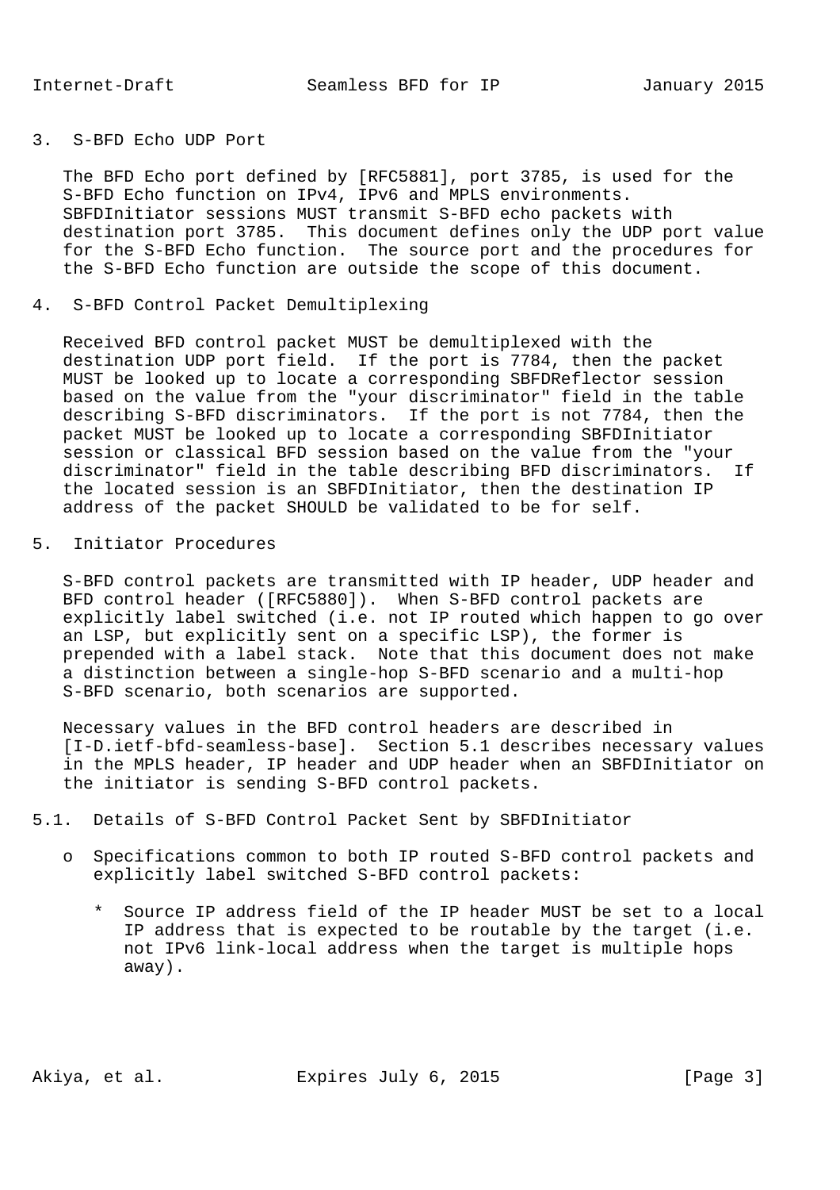## 3. S-BFD Echo UDP Port

The BFD Echo port defined by [RFC5881], port 3785, is used for the S-BFD Echo function on IPv4, IPv6 and MPLS environments. SBFDInitiator sessions MUST transmit S-BFD echo packets with destination port 3785. This document defines only the UDP port value for the S-BFD Echo function. The source port and the procedures for the S-BFD Echo function are outside the scope of this document.

## 4. S-BFD Control Packet Demultiplexing

Received BFD control packet MUST be demultiplexed with the destination UDP port field. If the port is 7784, then the packet MUST be looked up to locate a corresponding SBFDReflector session based on the value from the "your discriminator" field in the table describing S-BFD discriminators. If the port is not 7784, then the packet MUST be looked up to locate a corresponding SBFDInitiator session or classical BFD session based on the value from the "your discriminator" field in the table describing BFD discriminators. If the located session is an SBFDInitiator, then the destination IP address of the packet SHOULD be validated to be for self.

## 5. Initiator Procedures

S-BFD control packets are transmitted with IP header, UDP header and BFD control header ([RFC5880]). When S-BFD control packets are explicitly label switched (i.e. not IP routed which happen to go over an LSP, but explicitly sent on a specific LSP), the former is prepended with a label stack. Note that this document does not make a distinction between a single-hop S-BFD scenario and a multi-hop S-BFD scenario, both scenarios are supported.

Necessary values in the BFD control headers are described in [I-D.ietf-bfd-seamless-base]. Section 5.1 describes necessary values in the MPLS header, IP header and UDP header when an SBFDInitiator on the initiator is sending S-BFD control packets.

### 5.1. Details of S-BFD Control Packet Sent by SBFDInitiator

- Specifications common to both IP routed S-BFD control packets and explicitly label switched S-BFD control packets:

  * Source IP address field of the IP header MUST be set to a local IP address that is expected to be routable by the target (i.e. not IPv6 link-local address when the target is multiple hops away).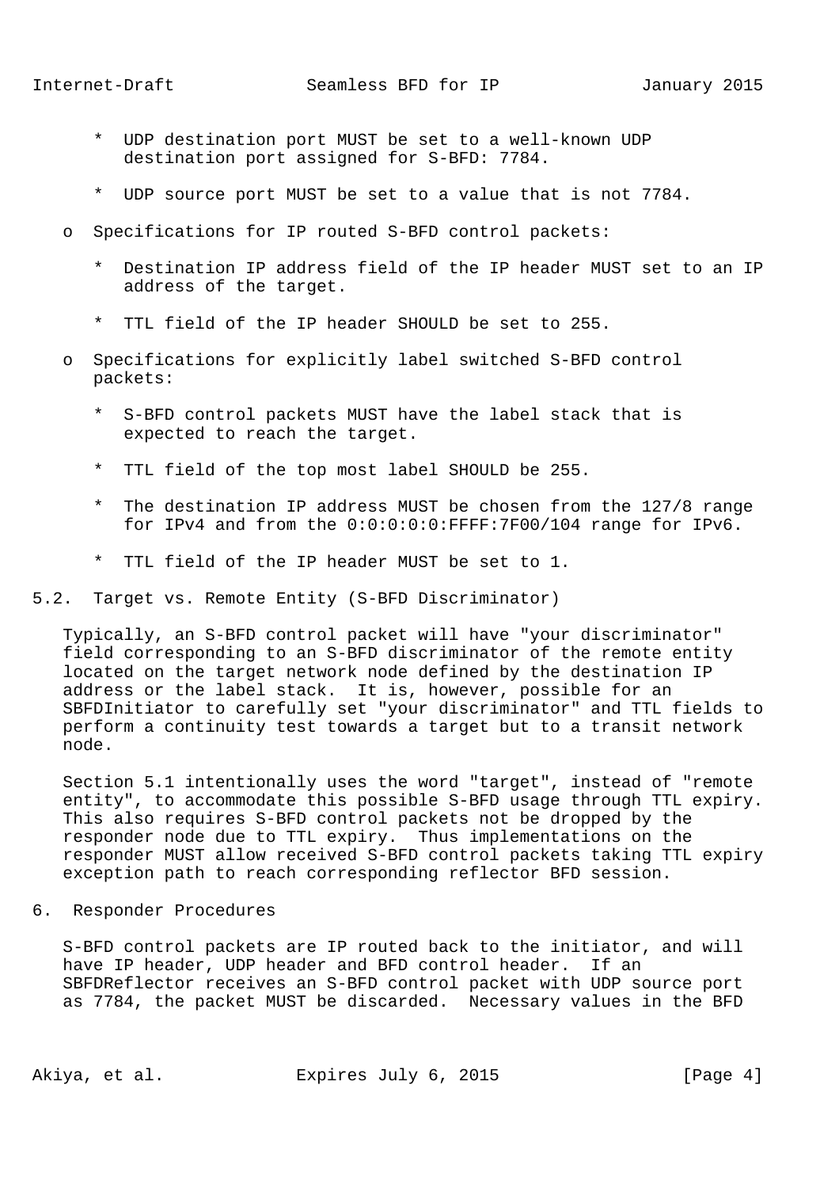* UDP destination port MUST be set to a well-known UDP destination port assigned for S-BFD: 7784.

  * UDP source port MUST be set to a value that is not 7784.

- Specifications for IP routed S-BFD control packets:

  * Destination IP address field of the IP header MUST set to an IP address of the target.

  * TTL field of the IP header SHOULD be set to 255.

- Specifications for explicitly label switched S-BFD control packets:

  * S-BFD control packets MUST have the label stack that is expected to reach the target.

  * TTL field of the top most label SHOULD be 255.

  * The destination IP address MUST be chosen from the 127/8 range for IPv4 and from the 0:0:0:0:0:FFFF:7F00/104 range for IPv6.

  * TTL field of the IP header MUST be set to 1.

### 5.2. Target vs. Remote Entity (S-BFD Discriminator)

Typically, an S-BFD control packet will have "your discriminator" field corresponding to an S-BFD discriminator of the remote entity located on the target network node defined by the destination IP address or the label stack. It is, however, possible for an SBFDInitiator to carefully set "your discriminator" and TTL fields to perform a continuity test towards a target but to a transit network node.

Section 5.1 intentionally uses the word "target", instead of "remote entity", to accommodate this possible S-BFD usage through TTL expiry. This also requires S-BFD control packets not be dropped by the responder node due to TTL expiry. Thus implementations on the responder MUST allow received S-BFD control packets taking TTL expiry exception path to reach corresponding reflector BFD session.

## 6. Responder Procedures

S-BFD control packets are IP routed back to the initiator, and will have IP header, UDP header and BFD control header. If an SBFDReflector receives an S-BFD control packet with UDP source port as 7784, the packet MUST be discarded. Necessary values in the BFD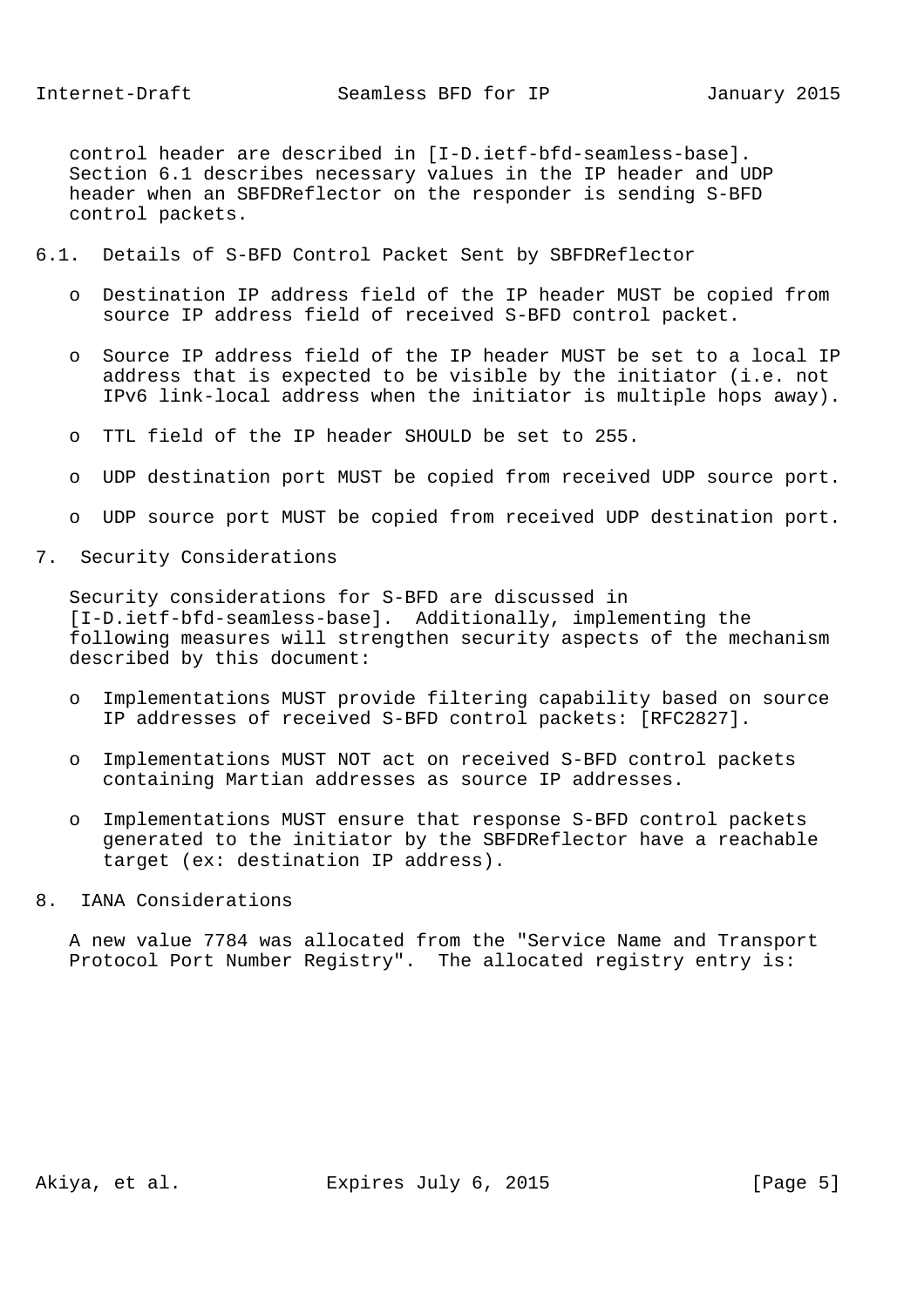control header are described in [I-D.ietf-bfd-seamless-base]. Section 6.1 describes necessary values in the IP header and UDP header when an SBFDReflector on the responder is sending S-BFD control packets.

### 6.1. Details of S-BFD Control Packet Sent by SBFDReflector

- Destination IP address field of the IP header MUST be copied from source IP address field of received S-BFD control packet.
- Source IP address field of the IP header MUST be set to a local IP address that is expected to be visible by the initiator (i.e. not IPv6 link-local address when the initiator is multiple hops away).
- TTL field of the IP header SHOULD be set to 255.
- UDP destination port MUST be copied from received UDP source port.
- UDP source port MUST be copied from received UDP destination port.

## 7. Security Considerations

Security considerations for S-BFD are discussed in [I-D.ietf-bfd-seamless-base]. Additionally, implementing the following measures will strengthen security aspects of the mechanism described by this document:

- Implementations MUST provide filtering capability based on source IP addresses of received S-BFD control packets: [RFC2827].
- Implementations MUST NOT act on received S-BFD control packets containing Martian addresses as source IP addresses.
- Implementations MUST ensure that response S-BFD control packets generated to the initiator by the SBFDReflector have a reachable target (ex: destination IP address).

## 8. IANA Considerations

A new value 7784 was allocated from the "Service Name and Transport Protocol Port Number Registry". The allocated registry entry is: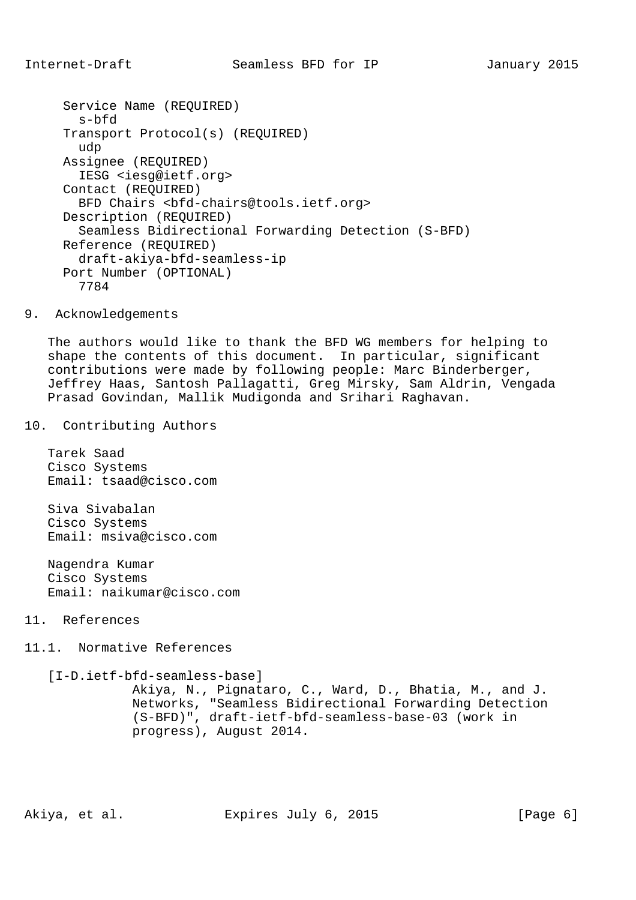Service Name (REQUIRED)
  s-bfd
Transport Protocol(s) (REQUIRED)
  udp
Assignee (REQUIRED)
  IESG <iesg@ietf.org>
Contact (REQUIRED)
  BFD Chairs <bfd-chairs@tools.ietf.org>
Description (REQUIRED)
  Seamless Bidirectional Forwarding Detection (S-BFD)
Reference (REQUIRED)
  draft-akiya-bfd-seamless-ip
Port Number (OPTIONAL)
  7784

## 9. Acknowledgements

The authors would like to thank the BFD WG members for helping to shape the contents of this document. In particular, significant contributions were made by following people: Marc Binderberger, Jeffrey Haas, Santosh Pallagatti, Greg Mirsky, Sam Aldrin, Vengada Prasad Govindan, Mallik Mudigonda and Srihari Raghavan.

## 10. Contributing Authors

Tarek Saad
Cisco Systems
Email: tsaad@cisco.com

Siva Sivabalan
Cisco Systems
Email: msiva@cisco.com

Nagendra Kumar
Cisco Systems
Email: naikumar@cisco.com

## 11. References

### 11.1. Normative References

[I-D.ietf-bfd-seamless-base]
Akiya, N., Pignataro, C., Ward, D., Bhatia, M., and J. Networks, "Seamless Bidirectional Forwarding Detection (S-BFD)", draft-ietf-bfd-seamless-base-03 (work in progress), August 2014.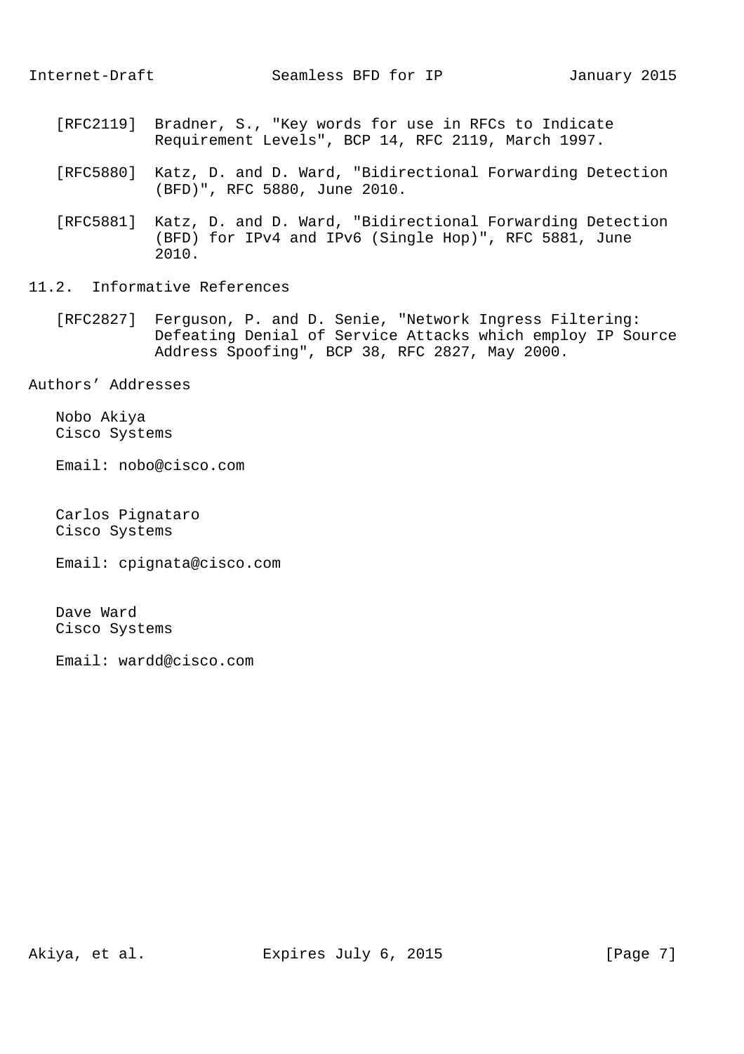[RFC2119] Bradner, S., "Key words for use in RFCs to Indicate Requirement Levels", BCP 14, RFC 2119, March 1997.

[RFC5880] Katz, D. and D. Ward, "Bidirectional Forwarding Detection (BFD)", RFC 5880, June 2010.

[RFC5881] Katz, D. and D. Ward, "Bidirectional Forwarding Detection (BFD) for IPv4 and IPv6 (Single Hop)", RFC 5881, June 2010.

### 11.2. Informative References

[RFC2827] Ferguson, P. and D. Senie, "Network Ingress Filtering: Defeating Denial of Service Attacks which employ IP Source Address Spoofing", BCP 38, RFC 2827, May 2000.

## Authors' Addresses

Nobo Akiya
Cisco Systems

Email: nobo@cisco.com

Carlos Pignataro
Cisco Systems

Email: cpignata@cisco.com

Dave Ward
Cisco Systems

Email: wardd@cisco.com